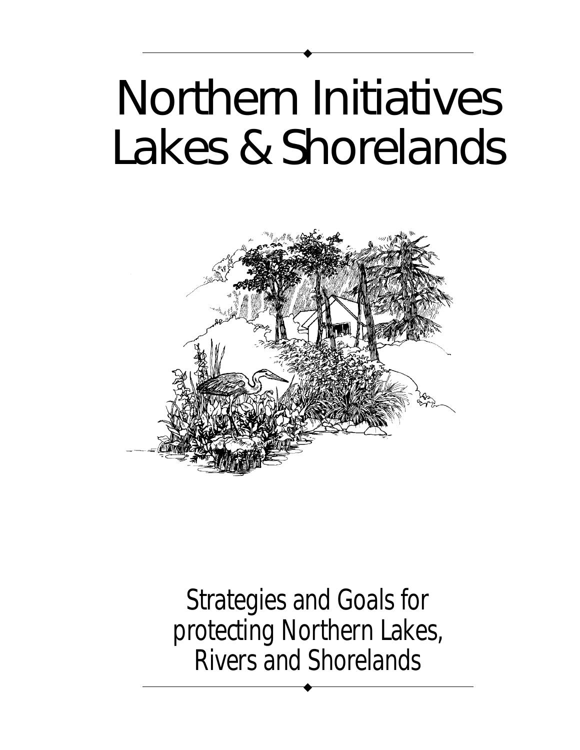# Northern Initiatives Lakes & Shorelands

Strategies and Goals for protecting Northern Lakes, Rivers and Shorelands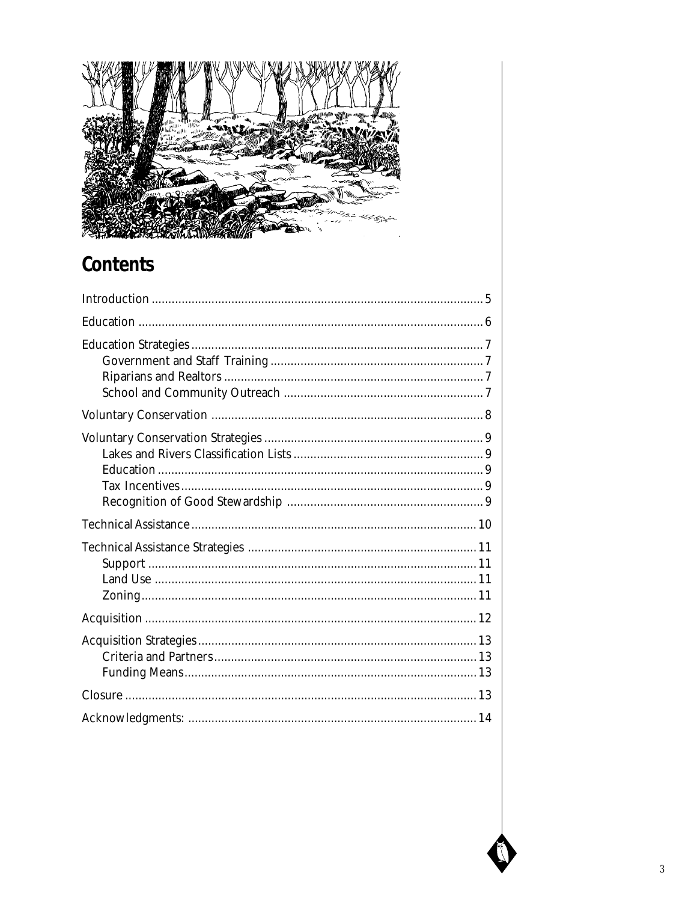# Contents

- Introduction ..... 5
- Education ..... 6
- Education Strategies ..... 7
  - Government and Staff Training ..... 7
  - Riparians and Realtors ..... 7
  - School and Community Outreach ..... 7
- Voluntary Conservation ..... 8
- Voluntary Conservation Strategies ..... 9
  - Lakes and Rivers Classification Lists ..... 9
  - Education ..... 9
  - Tax Incentives ..... 9
  - Recognition of Good Stewardship ..... 9
- Technical Assistance ..... 10
- Technical Assistance Strategies ..... 11
  - Support ..... 11
  - Land Use ..... 11
  - Zoning ..... 11
- Acquisition ..... 12
- Acquisition Strategies ..... 13
  - Criteria and Partners ..... 13
  - Funding Means ..... 13
- Closure ..... 13
- Acknowledgments: ..... 14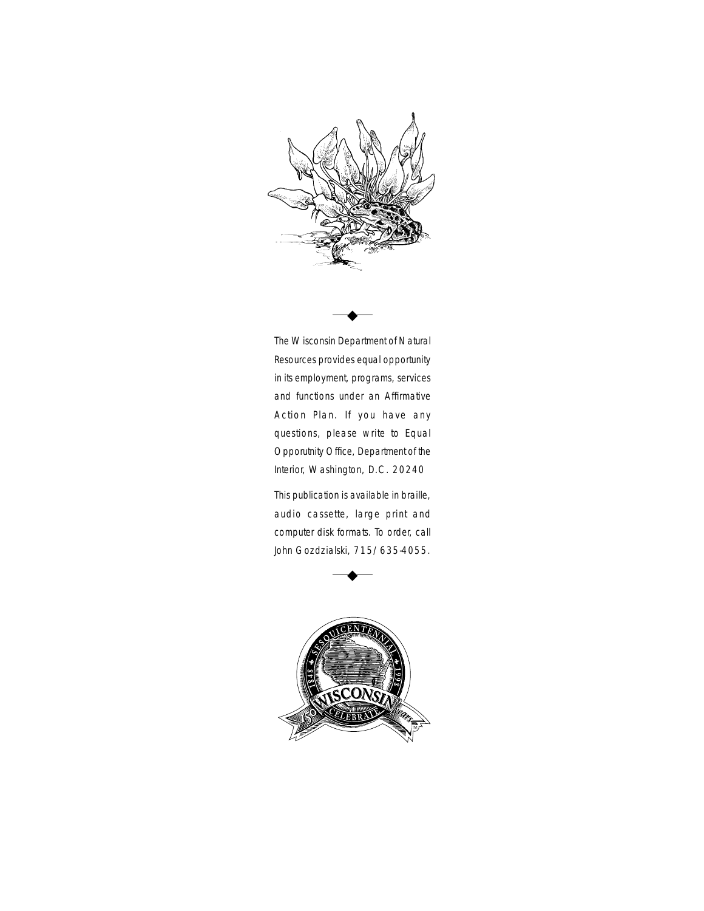The Wisconsin Department of Natural Resources provides equal opportunity in its employment, programs, services and functions under an Affirmative Action Plan. If you have any questions, please write to Equal Opporutnity Office, Department of the Interior, Washington, D.C. 20240

This publication is available in braille, audio cassette, large print and computer disk formats. To order, call John Gozdzialski, 715/635-4055.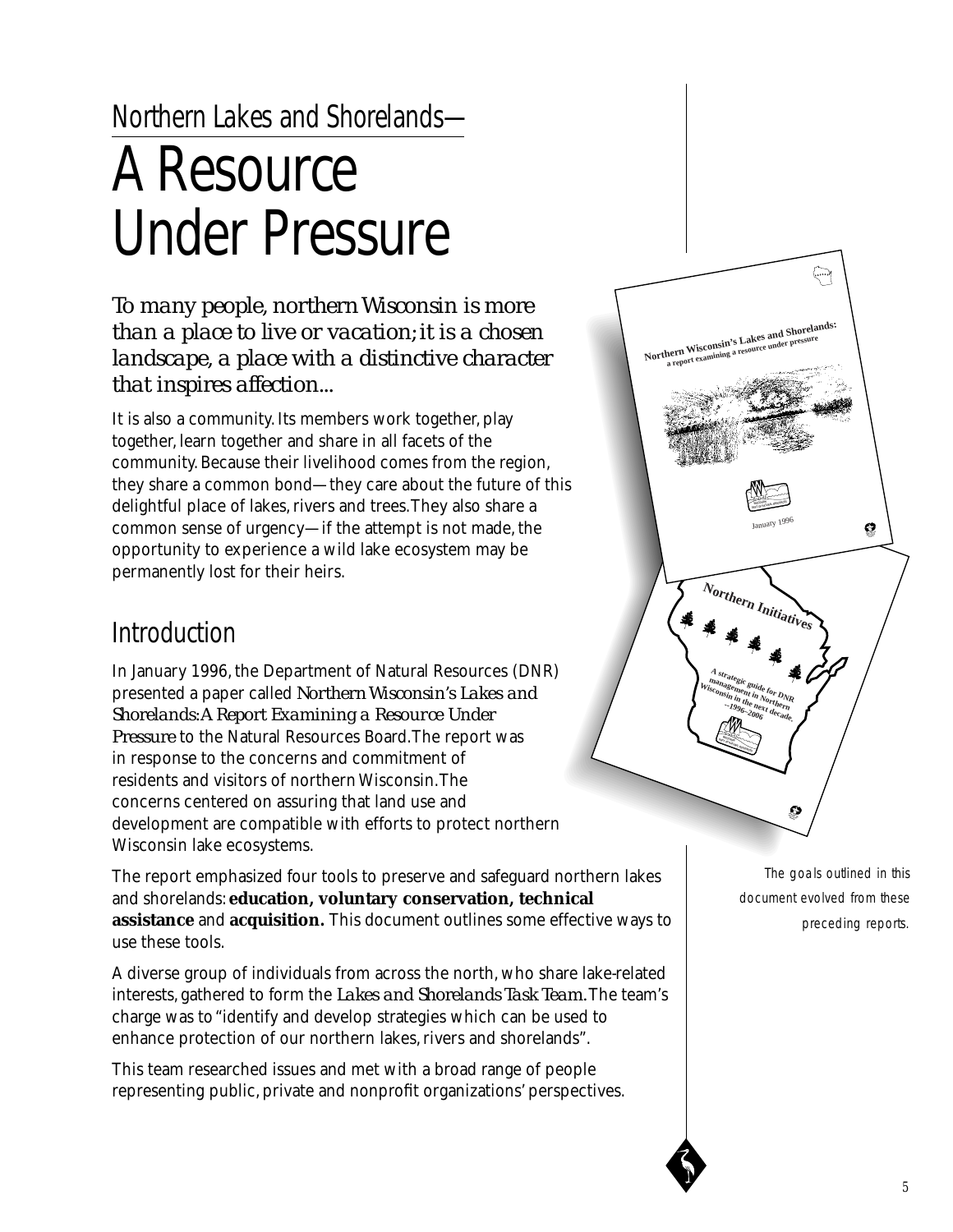## Northern Lakes and Shorelands—

# A Resource Under Pressure

*To many people, northern Wisconsin is more than a place to live or vacation; it is a chosen landscape, a place with a distinctive character that inspires affection...*

It is also a community. Its members work together, play together, learn together and share in all facets of the community. Because their livelihood comes from the region, they share a common bond—they care about the future of this delightful place of lakes, rivers and trees. They also share a common sense of urgency—if the attempt is not made, the opportunity to experience a wild lake ecosystem may be permanently lost for their heirs.

## Introduction

In January 1996, the Department of Natural Resources (DNR) presented a paper called *Northern Wisconsin's Lakes and Shorelands: A Report Examining a Resource Under Pressure* to the Natural Resources Board. The report was in response to the concerns and commitment of residents and visitors of northern Wisconsin. The concerns centered on assuring that land use and development are compatible with efforts to protect northern Wisconsin lake ecosystems.

The report emphasized four tools to preserve and safeguard northern lakes and shorelands: **education, voluntary conservation, technical assistance** and **acquisition.** This document outlines some effective ways to use these tools.

A diverse group of individuals from across the north, who share lake-related interests, gathered to form the *Lakes and Shorelands Task Team*. The team's charge was to "identify and develop strategies which can be used to enhance protection of our northern lakes, rivers and shorelands".

This team researched issues and met with a broad range of people representing public, private and nonprofit organizations' perspectives.

The goals outlined in this document evolved from these preceding reports.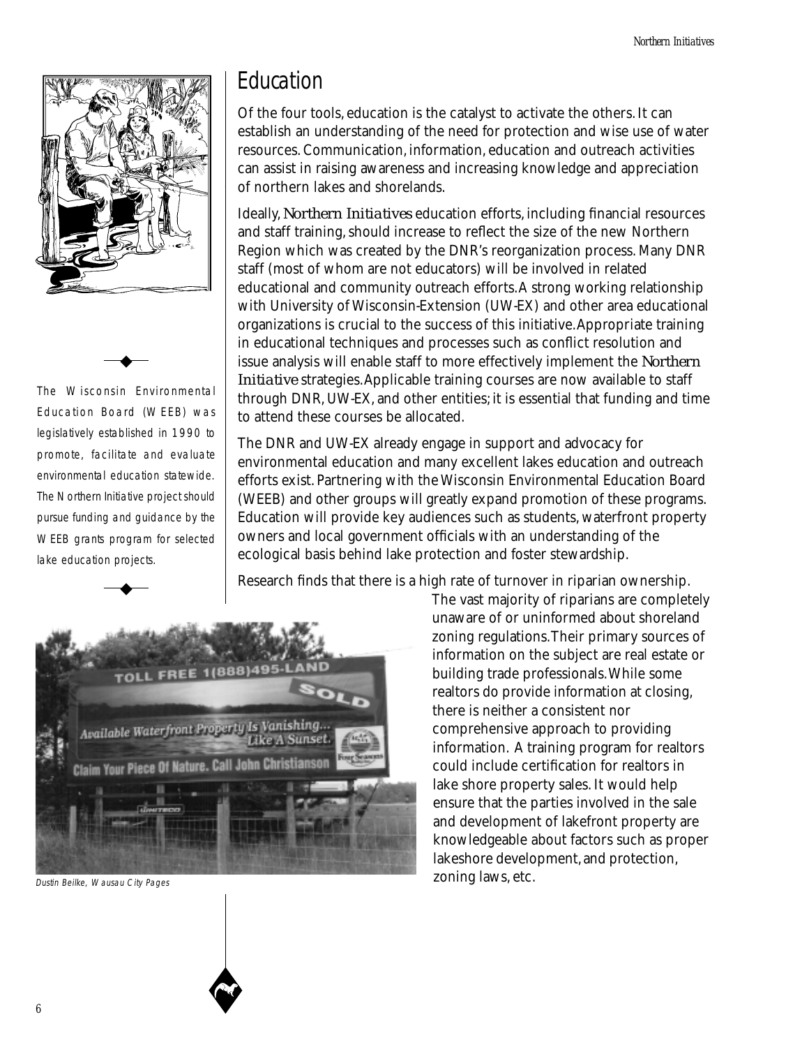## Education

Of the four tools, education is the catalyst to activate the others. It can establish an understanding of the need for protection and wise use of water resources. Communication, information, education and outreach activities can assist in raising awareness and increasing knowledge and appreciation of northern lakes and shorelands.

Ideally, *Northern Initiatives* education efforts, including financial resources and staff training, should increase to reflect the size of the new Northern Region which was created by the DNR's reorganization process. Many DNR staff (most of whom are not educators) will be involved in related educational and community outreach efforts. A strong working relationship with University of Wisconsin-Extension (UW-EX) and other area educational organizations is crucial to the success of this initiative. Appropriate training in educational techniques and processes such as conflict resolution and issue analysis will enable staff to more effectively implement the *Northern Initiative* strategies. Applicable training courses are now available to staff through DNR, UW-EX, and other entities; it is essential that funding and time to attend these courses be allocated.

The Wisconsin Environmental Education Board (WEEB) was legislatively established in 1990 to promote, facilitate and evaluate environmental education statewide. The Northern Initiative project should pursue funding and guidance by the WEEB grants program for selected lake education projects.

The DNR and UW-EX already engage in support and advocacy for environmental education and many excellent lakes education and outreach efforts exist. Partnering with the Wisconsin Environmental Education Board (WEEB) and other groups will greatly expand promotion of these programs. Education will provide key audiences such as students, waterfront property owners and local government officials with an understanding of the ecological basis behind lake protection and foster stewardship.

Research finds that there is a high rate of turnover in riparian ownership. The vast majority of riparians are completely unaware of or uninformed about shoreland zoning regulations. Their primary sources of information on the subject are real estate or building trade professionals. While some realtors do provide information at closing, there is neither a consistent nor comprehensive approach to providing information. A training program for realtors could include certification for realtors in lake shore property sales. It would help ensure that the parties involved in the sale and development of lakefront property are knowledgeable about factors such as proper lakeshore development, and protection, zoning laws, etc.

Dustin Beilke, Wausau City Pages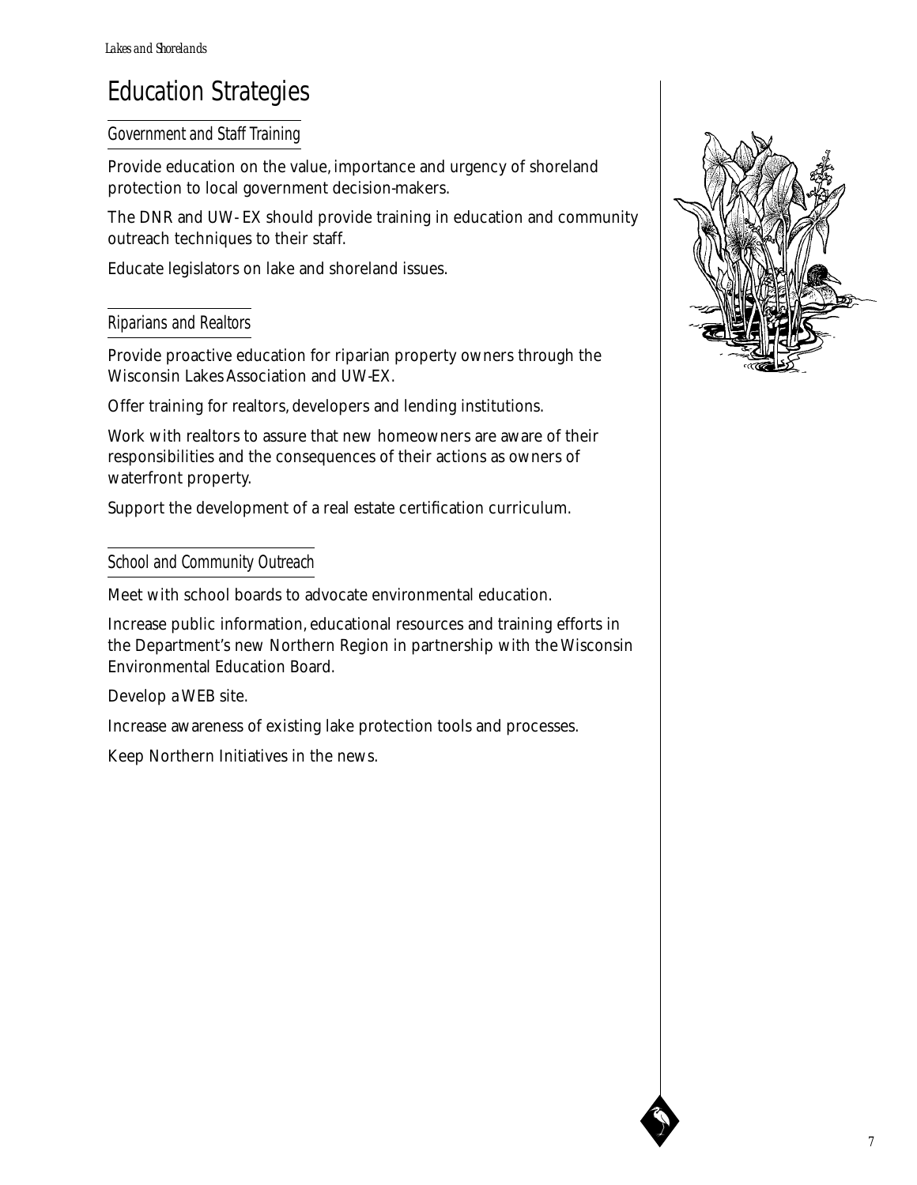# Education Strategies

### Government and Staff Training

Provide education on the value, importance and urgency of shoreland protection to local government decision-makers.

The DNR and UW- EX should provide training in education and community outreach techniques to their staff.

Educate legislators on lake and shoreland issues.

### Riparians and Realtors

Provide proactive education for riparian property owners through the Wisconsin Lakes Association and UW-EX.

Offer training for realtors, developers and lending institutions.

Work with realtors to assure that new homeowners are aware of their responsibilities and the consequences of their actions as owners of waterfront property.

Support the development of a real estate certification curriculum.

### School and Community Outreach

Meet with school boards to advocate environmental education.

Increase public information, educational resources and training efforts in the Department's new Northern Region in partnership with the Wisconsin Environmental Education Board.

Develop a WEB site.

Increase awareness of existing lake protection tools and processes.

Keep Northern Initiatives in the news.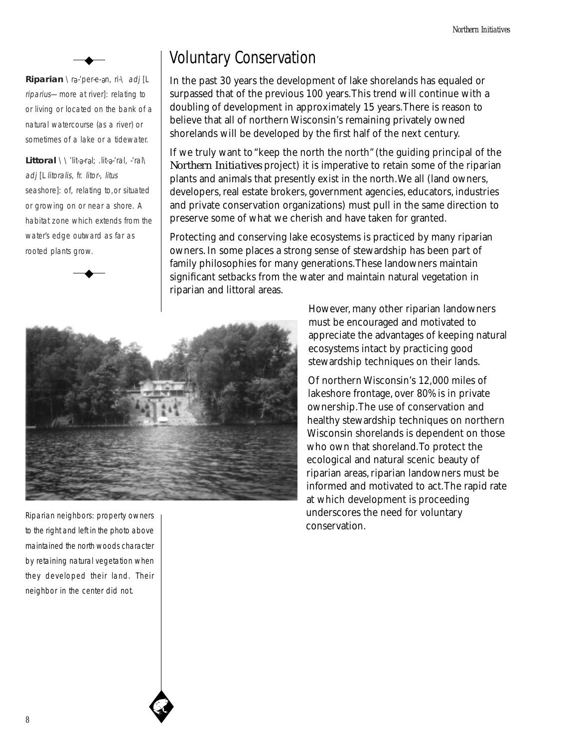**Riparian** \ rə-'per-e-ən, ri-\ *adj* [L *riparius*—more at river]: relating to or living or located on the bank of a natural watercourse (as a river) or sometimes of a lake or a tidewater.

**Littoral** \ \ 'lit-ə-rəl; .lit-ə-'ral, -'ral\ *adj* [L *litoralis*, fr. *litor-*, *litus* seashore]: of, relating to, or situated or growing on or near a shore. A habitat zone which extends from the water's edge outward as far as rooted plants grow.

# Voluntary Conservation

In the past 30 years the development of lake shorelands has equaled or surpassed that of the previous 100 years. This trend will continue with a doubling of development in approximately 15 years. There is reason to believe that all of northern Wisconsin's remaining privately owned shorelands will be developed by the first half of the next century.

If we truly want to "keep the north the north" (the guiding principal of the *Northern Initiatives* project) it is imperative to retain some of the riparian plants and animals that presently exist in the north. We all (land owners, developers, real estate brokers, government agencies, educators, industries and private conservation organizations) must pull in the same direction to preserve some of what we cherish and have taken for granted.

Protecting and conserving lake ecosystems is practiced by many riparian owners. In some places a strong sense of stewardship has been part of family philosophies for many generations. These landowners maintain significant setbacks from the water and maintain natural vegetation in riparian and littoral areas.

However, many other riparian landowners must be encouraged and motivated to appreciate the advantages of keeping natural ecosystems intact by practicing good stewardship techniques on their lands.

Of northern Wisconsin's 12,000 miles of lakeshore frontage, over 80% is in private ownership. The use of conservation and healthy stewardship techniques on northern Wisconsin shorelands is dependent on those who own that shoreland. To protect the ecological and natural scenic beauty of riparian areas, riparian landowners must be informed and motivated to act. The rapid rate at which development is proceeding underscores the need for voluntary conservation.

Riparian neighbors: property owners to the right and left in the photo above maintained the north woods character by retaining natural vegetation when they developed their land. Their neighbor in the center did not.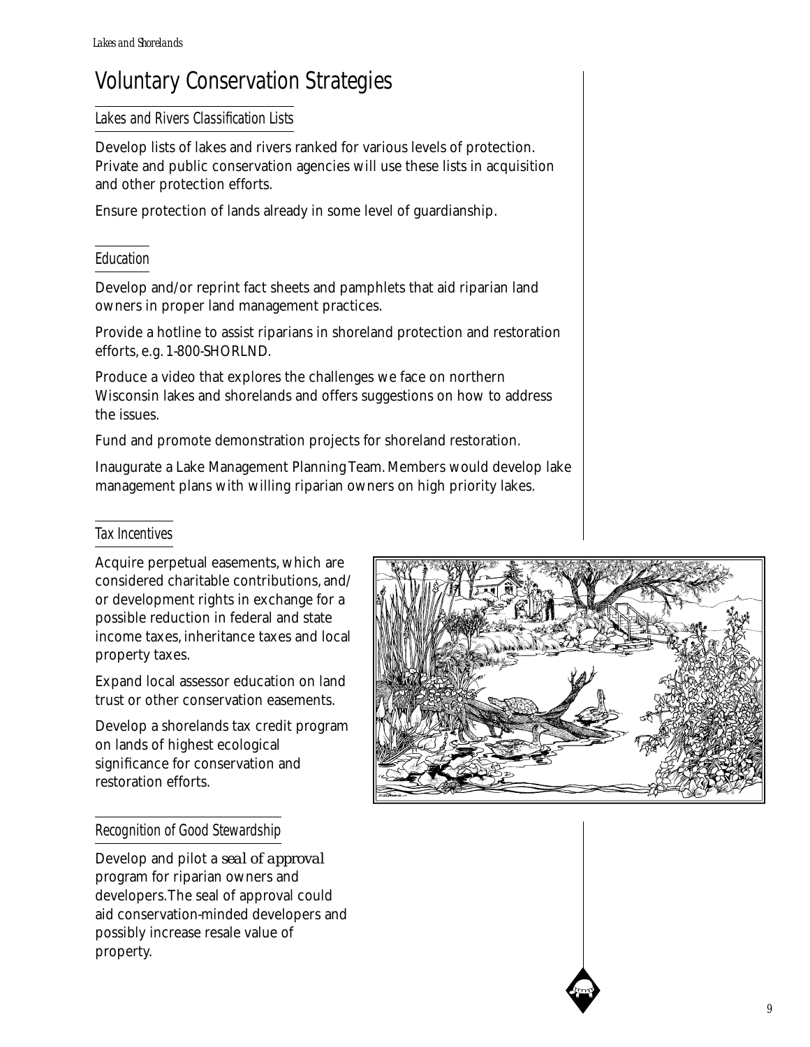# Voluntary Conservation Strategies

## Lakes and Rivers Classification Lists

Develop lists of lakes and rivers ranked for various levels of protection. Private and public conservation agencies will use these lists in acquisition and other protection efforts.

Ensure protection of lands already in some level of guardianship.

## Education

Develop and/or reprint fact sheets and pamphlets that aid riparian land owners in proper land management practices.

Provide a hotline to assist riparians in shoreland protection and restoration efforts, e.g. 1-800-SHORLND.

Produce a video that explores the challenges we face on northern Wisconsin lakes and shorelands and offers suggestions on how to address the issues.

Fund and promote demonstration projects for shoreland restoration.

Inaugurate a Lake Management Planning Team. Members would develop lake management plans with willing riparian owners on high priority lakes.

## Tax Incentives

Acquire perpetual easements, which are considered charitable contributions, and/or development rights in exchange for a possible reduction in federal and state income taxes, inheritance taxes and local property taxes.

Expand local assessor education on land trust or other conservation easements.

Develop a shorelands tax credit program on lands of highest ecological significance for conservation and restoration efforts.

## Recognition of Good Stewardship

Develop and pilot a *seal of approval* program for riparian owners and developers. The seal of approval could aid conservation-minded developers and possibly increase resale value of property.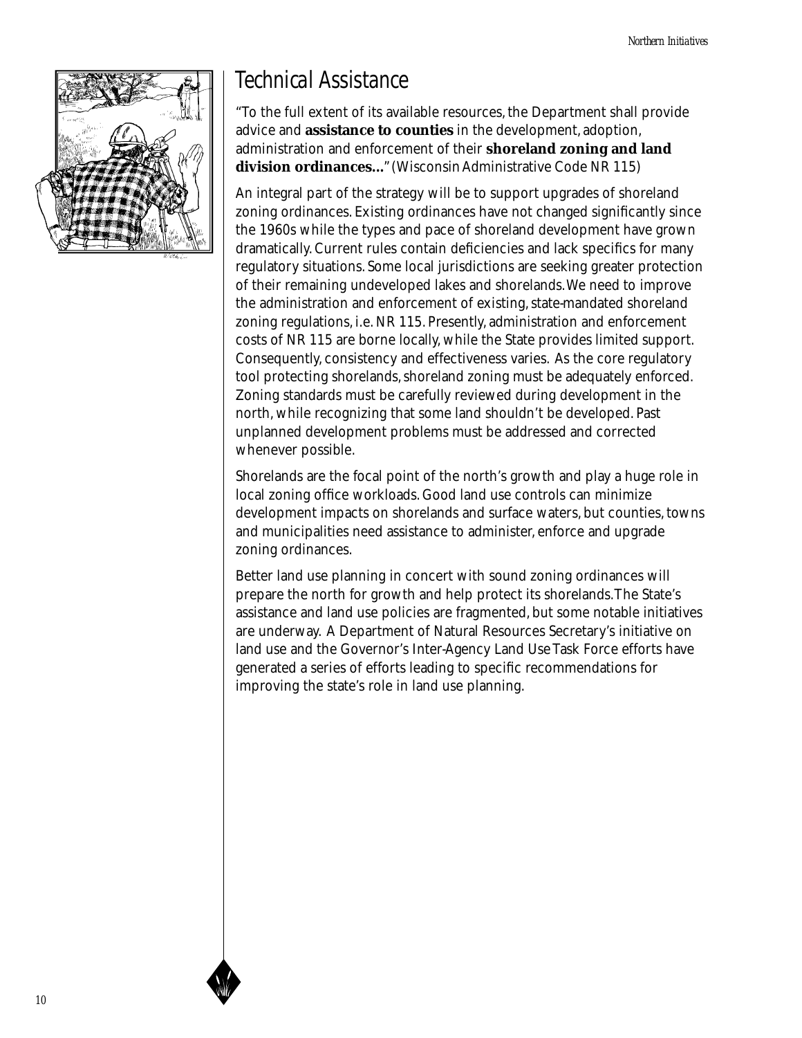# Technical Assistance

"To the full extent of its available resources, the Department shall provide advice and **assistance to counties** in the development, adoption, administration and enforcement of their **shoreland zoning and land division ordinances...**" (Wisconsin Administrative Code NR 115)

An integral part of the strategy will be to support upgrades of shoreland zoning ordinances. Existing ordinances have not changed significantly since the 1960s while the types and pace of shoreland development have grown dramatically. Current rules contain deficiencies and lack specifics for many regulatory situations. Some local jurisdictions are seeking greater protection of their remaining undeveloped lakes and shorelands. We need to improve the administration and enforcement of existing, state-mandated shoreland zoning regulations, i.e. NR 115. Presently, administration and enforcement costs of NR 115 are borne locally, while the State provides limited support. Consequently, consistency and effectiveness varies. As the core regulatory tool protecting shorelands, shoreland zoning must be adequately enforced. Zoning standards must be carefully reviewed during development in the north, while recognizing that some land shouldn't be developed. Past unplanned development problems must be addressed and corrected whenever possible.

Shorelands are the focal point of the north's growth and play a huge role in local zoning office workloads. Good land use controls can minimize development impacts on shorelands and surface waters, but counties, towns and municipalities need assistance to administer, enforce and upgrade zoning ordinances.

Better land use planning in concert with sound zoning ordinances will prepare the north for growth and help protect its shorelands. The State's assistance and land use policies are fragmented, but some notable initiatives are underway. A Department of Natural Resources Secretary's initiative on land use and the Governor's Inter-Agency Land Use Task Force efforts have generated a series of efforts leading to specific recommendations for improving the state's role in land use planning.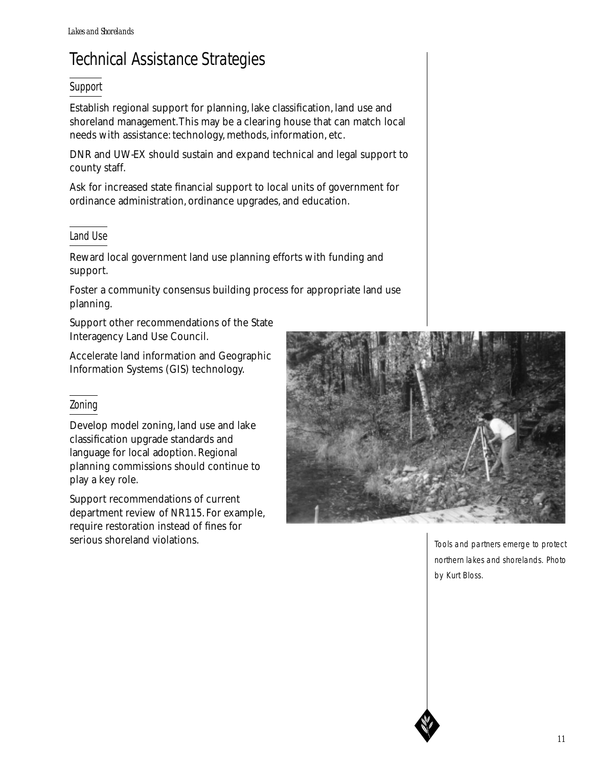# Technical Assistance Strategies

## Support

Establish regional support for planning, lake classification, land use and shoreland management. This may be a clearing house that can match local needs with assistance: technology, methods, information, etc.

DNR and UW-EX should sustain and expand technical and legal support to county staff.

Ask for increased state financial support to local units of government for ordinance administration, ordinance upgrades, and education.

## Land Use

Reward local government land use planning efforts with funding and support.

Foster a community consensus building process for appropriate land use planning.

Support other recommendations of the State Interagency Land Use Council.

Accelerate land information and Geographic Information Systems (GIS) technology.

## Zoning

Develop model zoning, land use and lake classification upgrade standards and language for local adoption. Regional planning commissions should continue to play a key role.

Support recommendations of current department review of NR115. For example, require restoration instead of fines for serious shoreland violations.

Tools and partners emerge to protect northern lakes and shorelands. Photo by Kurt Bloss.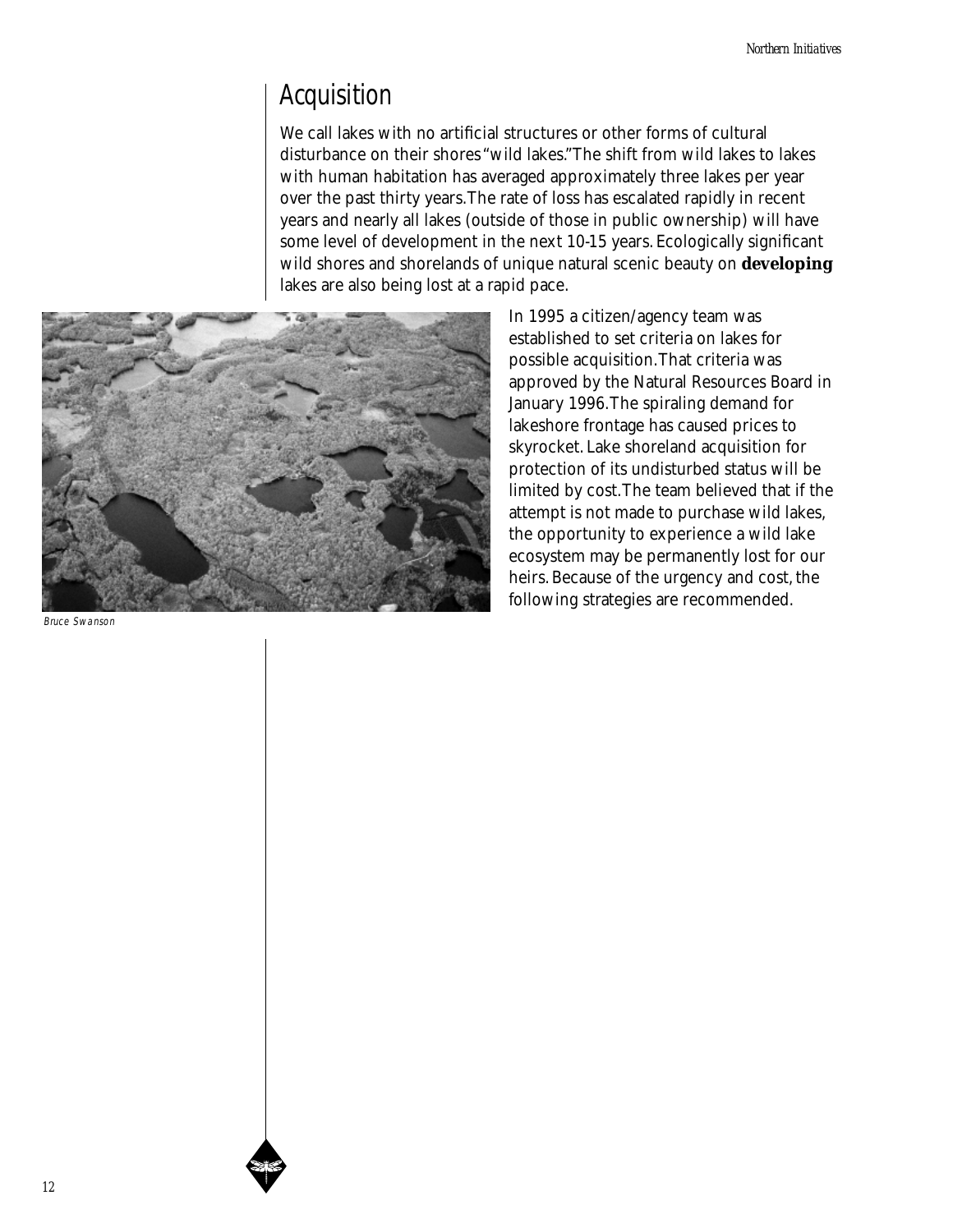# Acquisition

We call lakes with no artificial structures or other forms of cultural disturbance on their shores "wild lakes." The shift from wild lakes to lakes with human habitation has averaged approximately three lakes per year over the past thirty years. The rate of loss has escalated rapidly in recent years and nearly all lakes (outside of those in public ownership) will have some level of development in the next 10-15 years. Ecologically significant wild shores and shorelands of unique natural scenic beauty on **developing** lakes are also being lost at a rapid pace.

*Bruce Swanson*

In 1995 a citizen/agency team was established to set criteria on lakes for possible acquisition. That criteria was approved by the Natural Resources Board in January 1996. The spiraling demand for lakeshore frontage has caused prices to skyrocket. Lake shoreland acquisition for protection of its undisturbed status will be limited by cost. The team believed that if the attempt is not made to purchase wild lakes, the opportunity to experience a wild lake ecosystem may be permanently lost for our heirs. Because of the urgency and cost, the following strategies are recommended.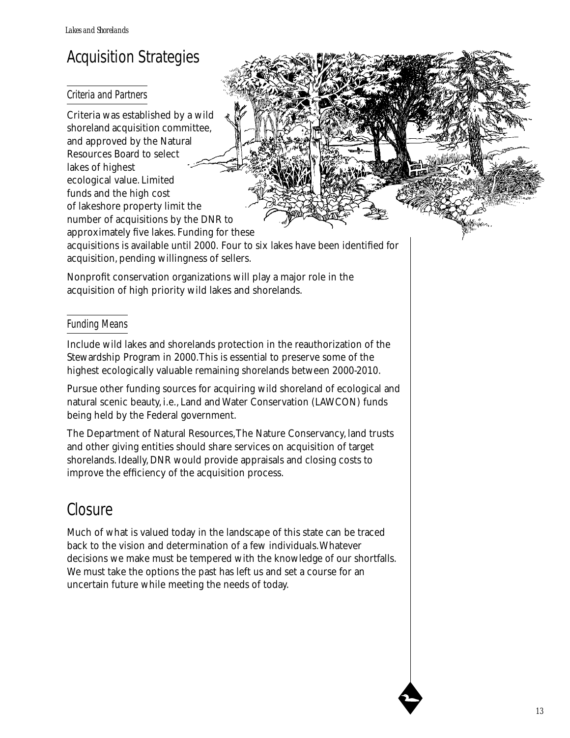# Acquisition Strategies

## Criteria and Partners

Criteria was established by a wild shoreland acquisition committee, and approved by the Natural Resources Board to select lakes of highest ecological value. Limited funds and the high cost of lakeshore property limit the number of acquisitions by the DNR to approximately five lakes. Funding for these acquisitions is available until 2000. Four to six lakes have been identified for acquisition, pending willingness of sellers.

Nonprofit conservation organizations will play a major role in the acquisition of high priority wild lakes and shorelands.

## Funding Means

Include wild lakes and shorelands protection in the reauthorization of the Stewardship Program in 2000.This is essential to preserve some of the highest ecologically valuable remaining shorelands between 2000-2010.

Pursue other funding sources for acquiring wild shoreland of ecological and natural scenic beauty, i.e., Land and Water Conservation (LAWCON) funds being held by the Federal government.

The Department of Natural Resources,The Nature Conservancy, land trusts and other giving entities should share services on acquisition of target shorelands. Ideally, DNR would provide appraisals and closing costs to improve the efficiency of the acquisition process.

# Closure

Much of what is valued today in the landscape of this state can be traced back to the vision and determination of a few individuals.Whatever decisions we make must be tempered with the knowledge of our shortfalls. We must take the options the past has left us and set a course for an uncertain future while meeting the needs of today.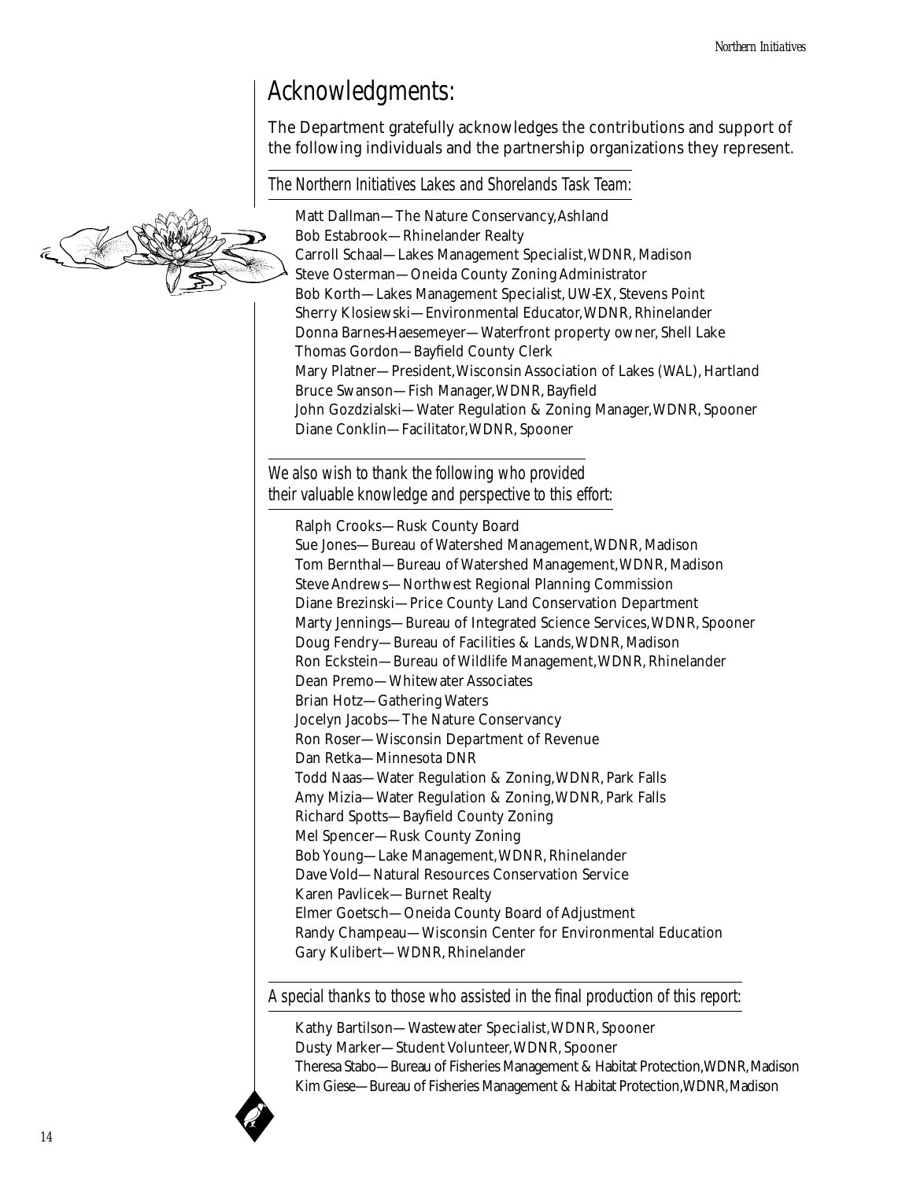# Acknowledgments:

The Department gratefully acknowledges the contributions and support of the following individuals and the partnership organizations they represent.

*The Northern Initiatives Lakes and Shorelands Task Team:*

Matt Dallman—The Nature Conservancy, Ashland
Bob Estabrook—Rhinelander Realty
Carroll Schaal—Lakes Management Specialist, WDNR, Madison
Steve Osterman—Oneida County Zoning Administrator
Bob Korth—Lakes Management Specialist, UW-EX, Stevens Point
Sherry Klosiewski—Environmental Educator, WDNR, Rhinelander
Donna Barnes-Haesemeyer—Waterfront property owner, Shell Lake
Thomas Gordon—Bayfield County Clerk
Mary Platner—President, Wisconsin Association of Lakes (WAL), Hartland
Bruce Swanson—Fish Manager, WDNR, Bayfield
John Gozdzialski—Water Regulation & Zoning Manager, WDNR, Spooner
Diane Conklin—Facilitator, WDNR, Spooner

*We also wish to thank the following who provided their valuable knowledge and perspective to this effort:*

Ralph Crooks—Rusk County Board
Sue Jones—Bureau of Watershed Management, WDNR, Madison
Tom Bernthal—Bureau of Watershed Management, WDNR, Madison
Steve Andrews—Northwest Regional Planning Commission
Diane Brezinski—Price County Land Conservation Department
Marty Jennings—Bureau of Integrated Science Services, WDNR, Spooner
Doug Fendry—Bureau of Facilities & Lands, WDNR, Madison
Ron Eckstein—Bureau of Wildlife Management, WDNR, Rhinelander
Dean Premo—Whitewater Associates
Brian Hotz—Gathering Waters
Jocelyn Jacobs—The Nature Conservancy
Ron Roser—Wisconsin Department of Revenue
Dan Retka—Minnesota DNR
Todd Naas—Water Regulation & Zoning, WDNR, Park Falls
Amy Mizia—Water Regulation & Zoning, WDNR, Park Falls
Richard Spotts—Bayfield County Zoning
Mel Spencer—Rusk County Zoning
Bob Young—Lake Management, WDNR, Rhinelander
Dave Vold—Natural Resources Conservation Service
Karen Pavlicek—Burnet Realty
Elmer Goetsch—Oneida County Board of Adjustment
Randy Champeau—Wisconsin Center for Environmental Education
Gary Kulibert—WDNR, Rhinelander

*A special thanks to those who assisted in the final production of this report:*

Kathy Bartilson—Wastewater Specialist, WDNR, Spooner
Dusty Marker—Student Volunteer, WDNR, Spooner
Theresa Stabo—Bureau of Fisheries Management & Habitat Protection, WDNR, Madison
Kim Giese—Bureau of Fisheries Management & Habitat Protection, WDNR, Madison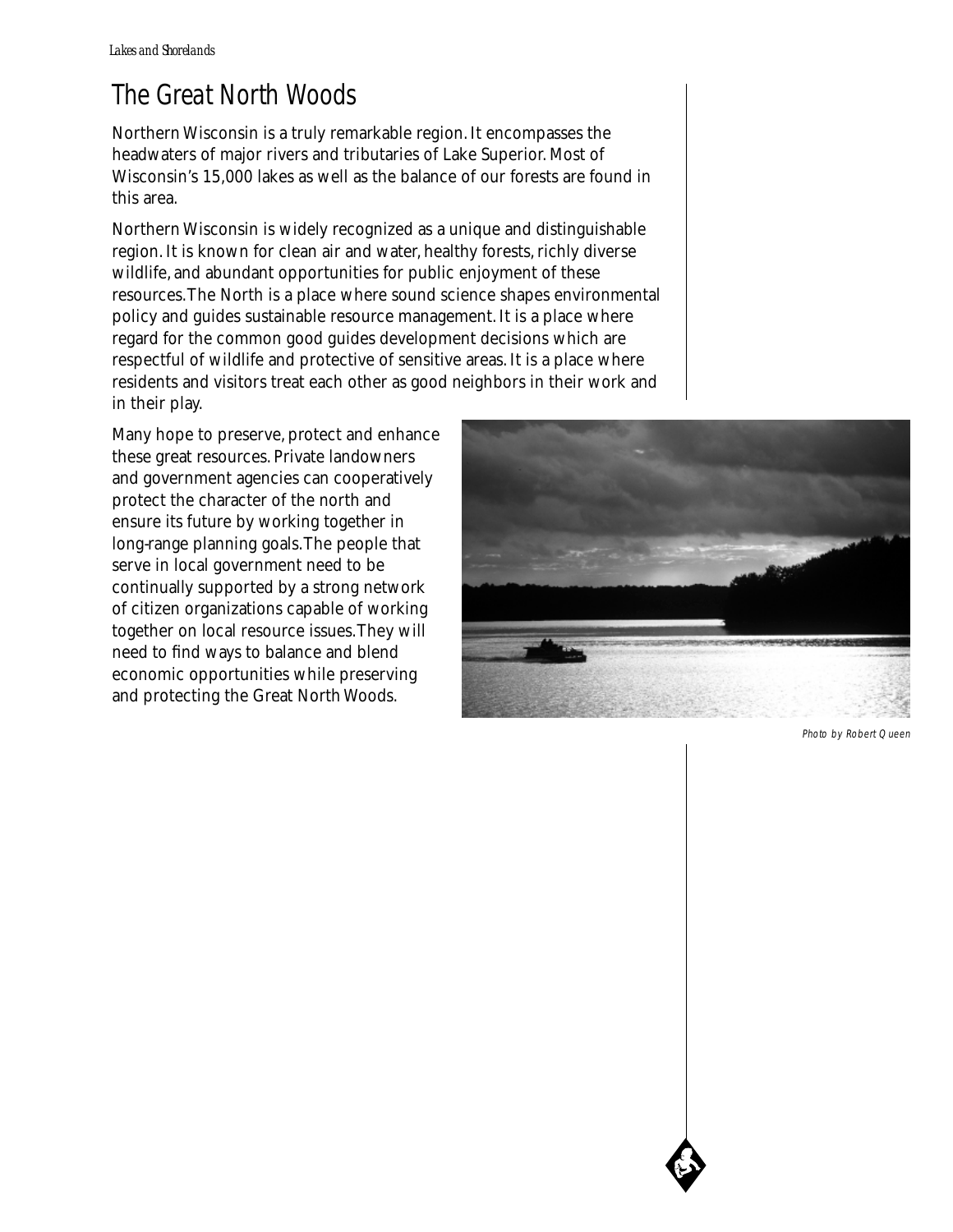# The Great North Woods

Northern Wisconsin is a truly remarkable region. It encompasses the headwaters of major rivers and tributaries of Lake Superior. Most of Wisconsin's 15,000 lakes as well as the balance of our forests are found in this area.

Northern Wisconsin is widely recognized as a unique and distinguishable region. It is known for clean air and water, healthy forests, richly diverse wildlife, and abundant opportunities for public enjoyment of these resources. The North is a place where sound science shapes environmental policy and guides sustainable resource management. It is a place where regard for the common good guides development decisions which are respectful of wildlife and protective of sensitive areas. It is a place where residents and visitors treat each other as good neighbors in their work and in their play.

Many hope to preserve, protect and enhance these great resources. Private landowners and government agencies can cooperatively protect the character of the north and ensure its future by working together in long-range planning goals. The people that serve in local government need to be continually supported by a strong network of citizen organizations capable of working together on local resource issues. They will need to find ways to balance and blend economic opportunities while preserving and protecting the Great North Woods.

*Photo by Robert Queen*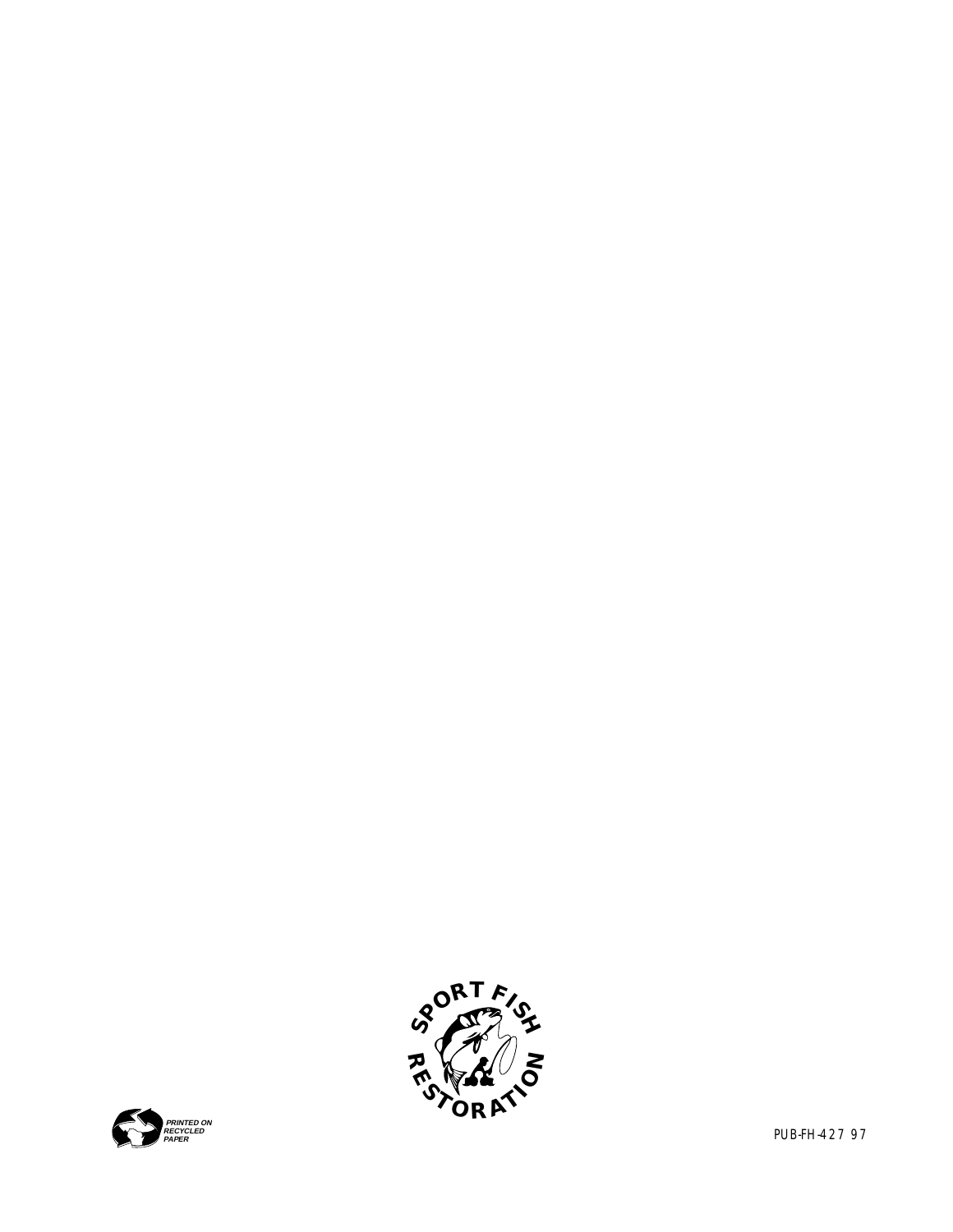SPORT FISH RESTORATION

PRINTED ON RECYCLED PAPER

PUB-FH-427 97